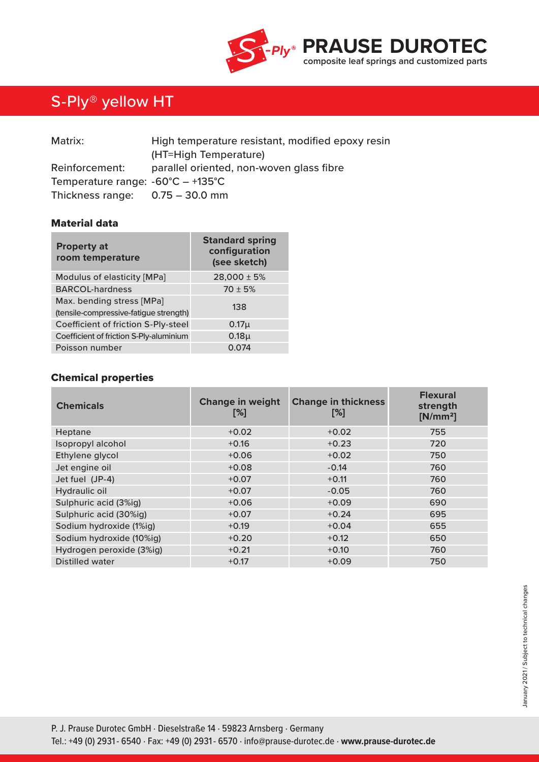**PRAUSE DUROTEC**
composite leaf springs and customized parts

# S-Ply® yellow HT

Matrix: High temperature resistant, modified epoxy resin (HT=High Temperature)
Reinforcement: parallel oriented, non-woven glass fibre
Temperature range: -60°C – +135°C
Thickness range: 0.75 – 30.0 mm

## Material data

| Property at room temperature | Standard spring configuration (see sketch) |
|---|---|
| Modulus of elasticity [MPa] | 28,000 ± 5% |
| BARCOL-hardness | 70 ± 5% |
| Max. bending stress [MPa] (tensile-compressive-fatigue strength) | 138 |
| Coefficient of friction S-Ply-steel | 0.17µ |
| Coefficient of friction S-Ply-aluminium | 0.18µ |
| Poisson number | 0.074 |

## Chemical properties

| Chemicals | Change in weight [%] | Change in thickness [%] | Flexural strength [N/mm²] |
|---|---|---|---|
| Heptane | +0.02 | +0.02 | 755 |
| Isopropyl alcohol | +0.16 | +0.23 | 720 |
| Ethylene glycol | +0.06 | +0.02 | 750 |
| Jet engine oil | +0.08 | -0.14 | 760 |
| Jet fuel (JP-4) | +0.07 | +0.11 | 760 |
| Hydraulic oil | +0.07 | -0.05 | 760 |
| Sulphuric acid (3%ig) | +0.06 | +0.09 | 690 |
| Sulphuric acid (30%ig) | +0.07 | +0.24 | 695 |
| Sodium hydroxide (1%ig) | +0.19 | +0.04 | 655 |
| Sodium hydroxide (10%ig) | +0.20 | +0.12 | 650 |
| Hydrogen peroxide (3%ig) | +0.21 | +0.10 | 760 |
| Distilled water | +0.17 | +0.09 | 750 |

January 2021 / Subject to technical changes

P. J. Prause Durotec GmbH · Dieselstraße 14 · 59823 Arnsberg · Germany
Tel.: +49 (0) 2931 - 6540 · Fax: +49 (0) 2931 - 6570 · info@prause-durotec.de · **www.prause-durotec.de**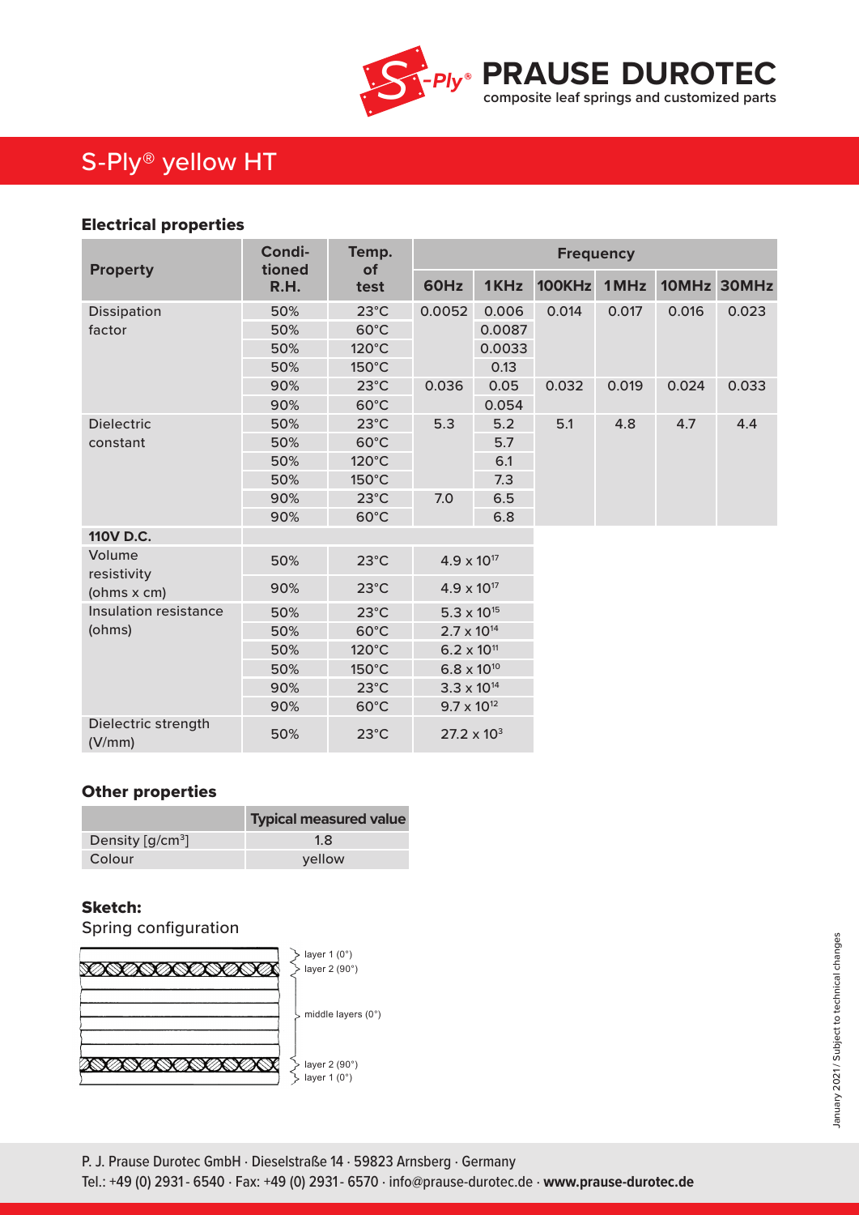# S-Ply® yellow HT

## Electrical properties

| Property | Conditioned R.H. | Temp. of test | Frequency | | | | | |
|---|---|---|---|---|---|---|---|---|
| | | | 60Hz | 1KHz | 100KHz | 1MHz | 10MHz | 30MHz |
| Dissipation factor | 50% | 23°C | 0.0052 | 0.006 | 0.014 | 0.017 | 0.016 | 0.023 |
| | 50% | 60°C | | 0.0087 | | | | |
| | 50% | 120°C | | 0.0033 | | | | |
| | 50% | 150°C | | 0.13 | | | | |
| | 90% | 23°C | 0.036 | 0.05 | 0.032 | 0.019 | 0.024 | 0.033 |
| | 90% | 60°C | | 0.054 | | | | |
| Dielectric constant | 50% | 23°C | 5.3 | 5.2 | 5.1 | 4.8 | 4.7 | 4.4 |
| | 50% | 60°C | | 5.7 | | | | |
| | 50% | 120°C | | 6.1 | | | | |
| | 50% | 150°C | | 7.3 | | | | |
| | 90% | 23°C | 7.0 | 6.5 | | | | |
| | 90% | 60°C | | 6.8 | | | | |
| **110V D.C.** | | | | | | | | |
| Volume resistivity (ohms x cm) | 50% | 23°C | $4.9 \times 10^{17}$ | | | | | |
| | 90% | 23°C | $4.9 \times 10^{17}$ | | | | | |
| Insulation resistance (ohms) | 50% | 23°C | $5.3 \times 10^{15}$ | | | | | |
| | 50% | 60°C | $2.7 \times 10^{14}$ | | | | | |
| | 50% | 120°C | $6.2 \times 10^{11}$ | | | | | |
| | 50% | 150°C | $6.8 \times 10^{10}$ | | | | | |
| | 90% | 23°C | $3.3 \times 10^{14}$ | | | | | |
| | 90% | 60°C | $9.7 \times 10^{12}$ | | | | | |
| Dielectric strength (V/mm) | 50% | 23°C | $27.2 \times 10^{3}$ | | | | | |

## Other properties

| | Typical measured value |
|---|---|
| Density [g/cm³] | 1.8 |
| Colour | yellow |

## Sketch:

Spring configuration

layer 1 (0°)
layer 2 (90°)
middle layers (0°)
layer 2 (90°)
layer 1 (0°)

January 2021 / Subject to technical changes

P. J. Prause Durotec GmbH · Dieselstraße 14 · 59823 Arnsberg · Germany
Tel.: +49 (0) 2931 - 6540 · Fax: +49 (0) 2931 - 6570 · info@prause-durotec.de · **www.prause-durotec.de**